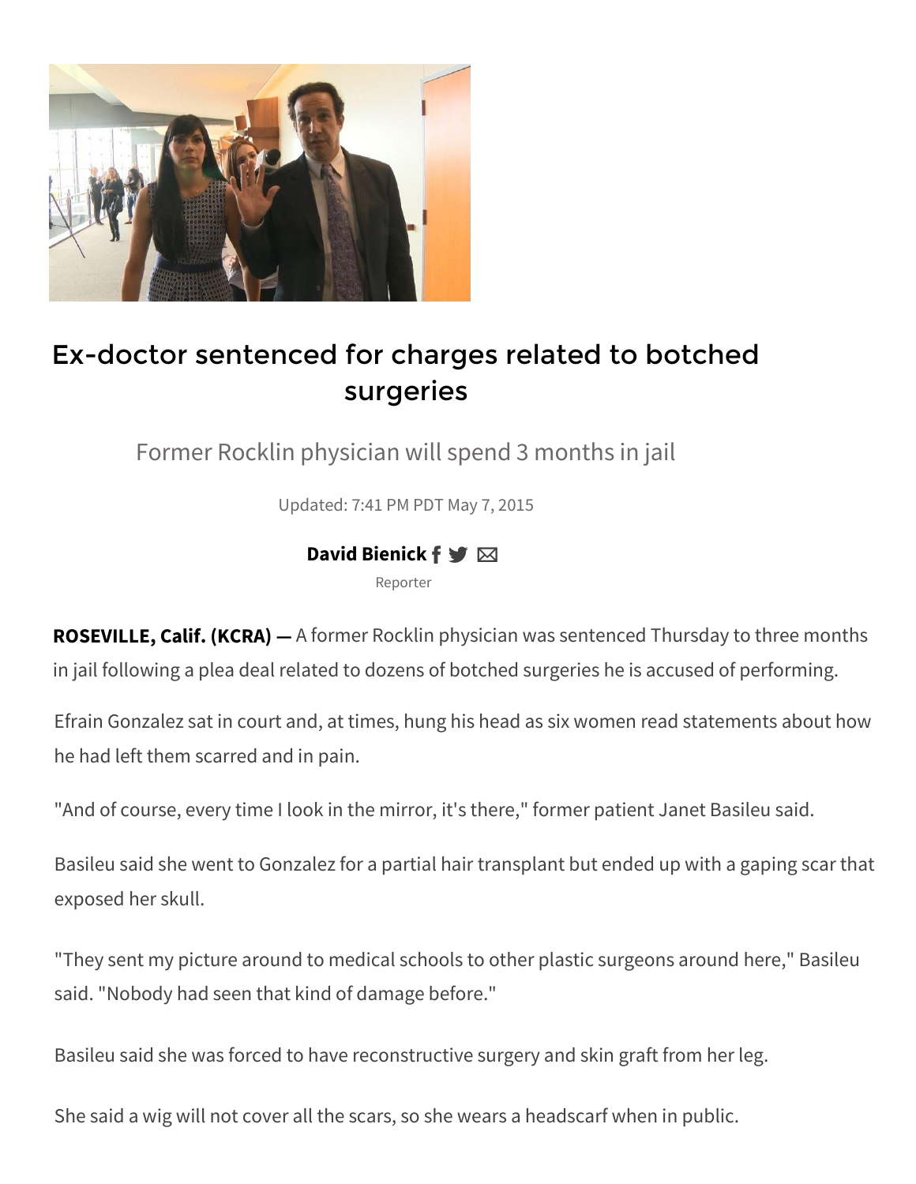# Ex-doctor sentenced for charges related to botched surgeries

Former Rocklin physician will spend 3 months in jail

Updated: 7:41 PM PDT May 7, 2015

**David Bienick**

Reporter

**ROSEVILLE, Calif. (KCRA) —** A former Rocklin physician was sentenced Thursday to three months in jail following a plea deal related to dozens of botched surgeries he is accused of performing.

Efrain Gonzalez sat in court and, at times, hung his head as six women read statements about how he had left them scarred and in pain.

"And of course, every time I look in the mirror, it's there," former patient Janet Basileu said.

Basileu said she went to Gonzalez for a partial hair transplant but ended up with a gaping scar that exposed her skull.

"They sent my picture around to medical schools to other plastic surgeons around here," Basileu said. "Nobody had seen that kind of damage before."

Basileu said she was forced to have reconstructive surgery and skin graft from her leg.

She said a wig will not cover all the scars, so she wears a headscarf when in public.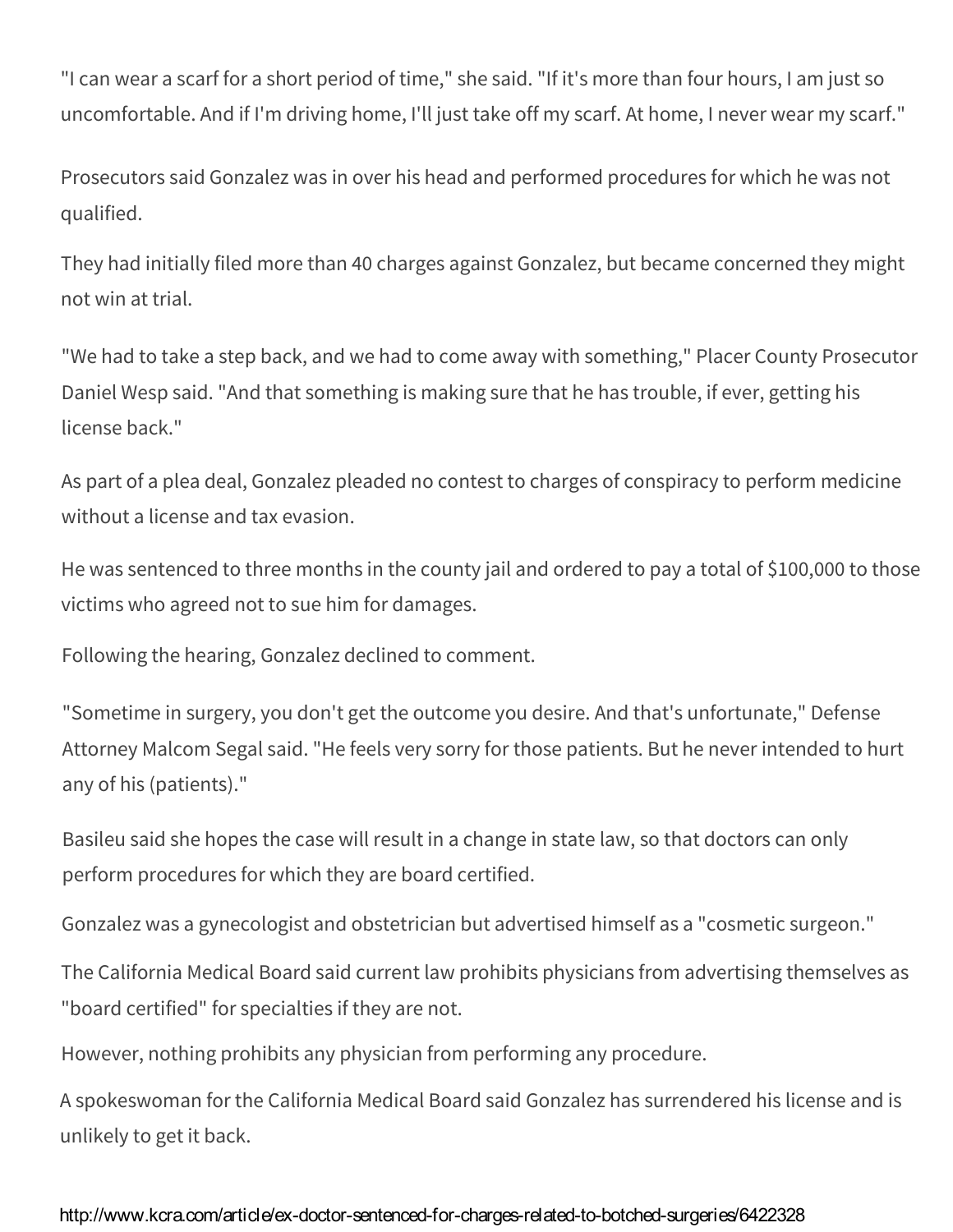"I can wear a scarf for a short period of time," she said. "If it's more than four hours, I am just so uncomfortable. And if I'm driving home, I'll just take off my scarf. At home, I never wear my scarf."

Prosecutors said Gonzalez was in over his head and performed procedures for which he was not qualified.

They had initially filed more than 40 charges against Gonzalez, but became concerned they might not win at trial.

"We had to take a step back, and we had to come away with something," Placer County Prosecutor Daniel Wesp said. "And that something is making sure that he has trouble, if ever, getting his license back."

As part of a plea deal, Gonzalez pleaded no contest to charges of conspiracy to perform medicine without a license and tax evasion.

He was sentenced to three months in the county jail and ordered to pay a total of $100,000 to those victims who agreed not to sue him for damages.

Following the hearing, Gonzalez declined to comment.

"Sometime in surgery, you don't get the outcome you desire. And that's unfortunate," Defense Attorney Malcom Segal said. "He feels very sorry for those patients. But he never intended to hurt any of his (patients)."

Basileu said she hopes the case will result in a change in state law, so that doctors can only perform procedures for which they are board certified.

Gonzalez was a gynecologist and obstetrician but advertised himself as a "cosmetic surgeon."

The California Medical Board said current law prohibits physicians from advertising themselves as "board certified" for specialties if they are not.

However, nothing prohibits any physician from performing any procedure.

A spokeswoman for the California Medical Board said Gonzalez has surrendered his license and is unlikely to get it back.

http://www.kcra.com/article/ex-doctor-sentenced-for-charges-related-to-botched-surgeries/6422328